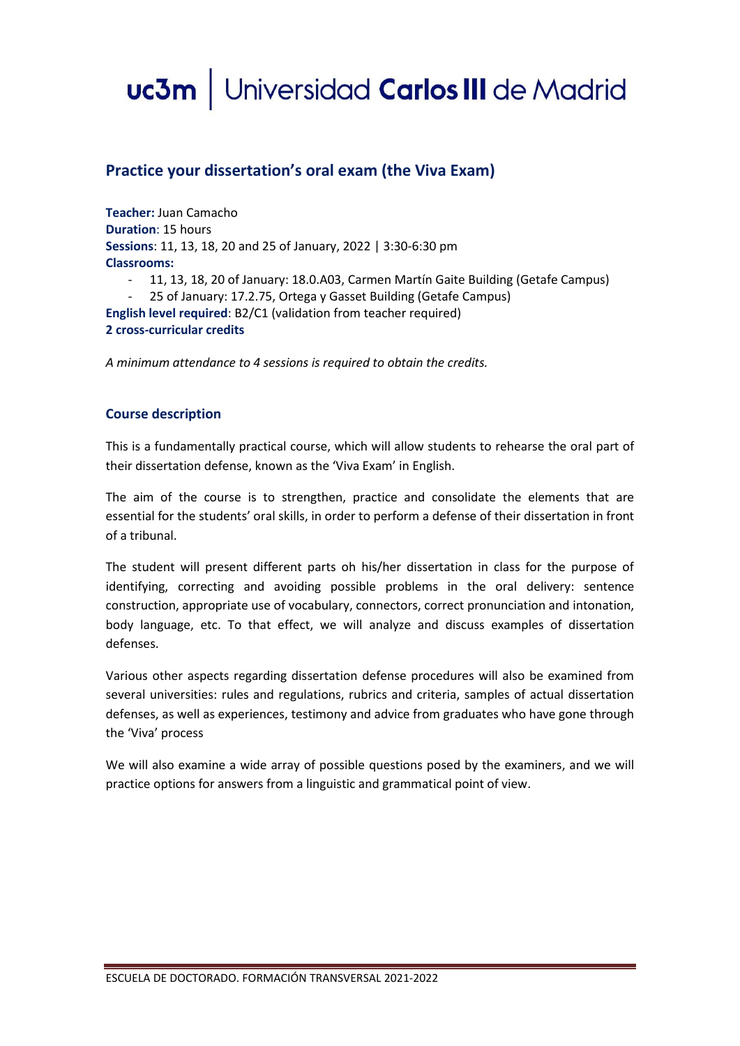# uc3m | Universidad Carlos III de Madrid

## Practice your dissertation's oral exam (the Viva Exam)

**Teacher:** Juan Camacho
**Duration**: 15 hours
**Sessions**: 11, 13, 18, 20 and 25 of January, 2022 | 3:30-6:30 pm
**Classrooms:**

- 11, 13, 18, 20 of January: 18.0.A03, Carmen Martín Gaite Building (Getafe Campus)
- 25 of January: 17.2.75, Ortega y Gasset Building (Getafe Campus)

**English level required**: B2/C1 (validation from teacher required)
**2 cross-curricular credits**

*A minimum attendance to 4 sessions is required to obtain the credits.*

### Course description

This is a fundamentally practical course, which will allow students to rehearse the oral part of their dissertation defense, known as the 'Viva Exam' in English.

The aim of the course is to strengthen, practice and consolidate the elements that are essential for the students' oral skills, in order to perform a defense of their dissertation in front of a tribunal.

The student will present different parts oh his/her dissertation in class for the purpose of identifying, correcting and avoiding possible problems in the oral delivery: sentence construction, appropriate use of vocabulary, connectors, correct pronunciation and intonation, body language, etc. To that effect, we will analyze and discuss examples of dissertation defenses.

Various other aspects regarding dissertation defense procedures will also be examined from several universities: rules and regulations, rubrics and criteria, samples of actual dissertation defenses, as well as experiences, testimony and advice from graduates who have gone through the 'Viva' process

We will also examine a wide array of possible questions posed by the examiners, and we will practice options for answers from a linguistic and grammatical point of view.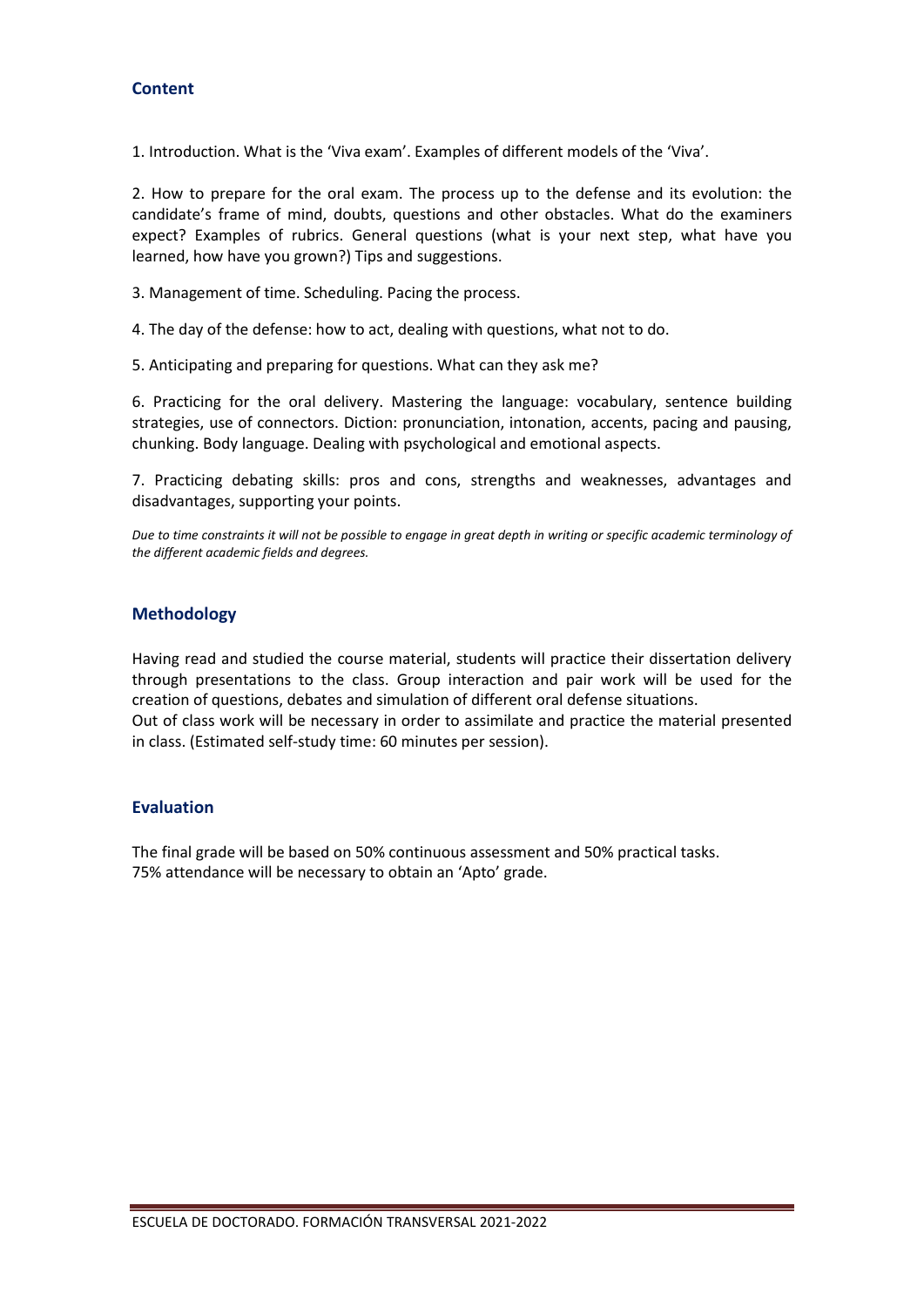## Content

1. Introduction. What is the 'Viva exam'. Examples of different models of the 'Viva'.

2. How to prepare for the oral exam. The process up to the defense and its evolution: the candidate's frame of mind, doubts, questions and other obstacles. What do the examiners expect? Examples of rubrics. General questions (what is your next step, what have you learned, how have you grown?) Tips and suggestions.

3. Management of time. Scheduling. Pacing the process.

4. The day of the defense: how to act, dealing with questions, what not to do.

5. Anticipating and preparing for questions. What can they ask me?

6. Practicing for the oral delivery. Mastering the language: vocabulary, sentence building strategies, use of connectors. Diction: pronunciation, intonation, accents, pacing and pausing, chunking. Body language. Dealing with psychological and emotional aspects.

7. Practicing debating skills: pros and cons, strengths and weaknesses, advantages and disadvantages, supporting your points.

*Due to time constraints it will not be possible to engage in great depth in writing or specific academic terminology of the different academic fields and degrees.*

## Methodology

Having read and studied the course material, students will practice their dissertation delivery through presentations to the class. Group interaction and pair work will be used for the creation of questions, debates and simulation of different oral defense situations.
Out of class work will be necessary in order to assimilate and practice the material presented in class. (Estimated self-study time: 60 minutes per session).

## Evaluation

The final grade will be based on 50% continuous assessment and 50% practical tasks.
75% attendance will be necessary to obtain an 'Apto' grade.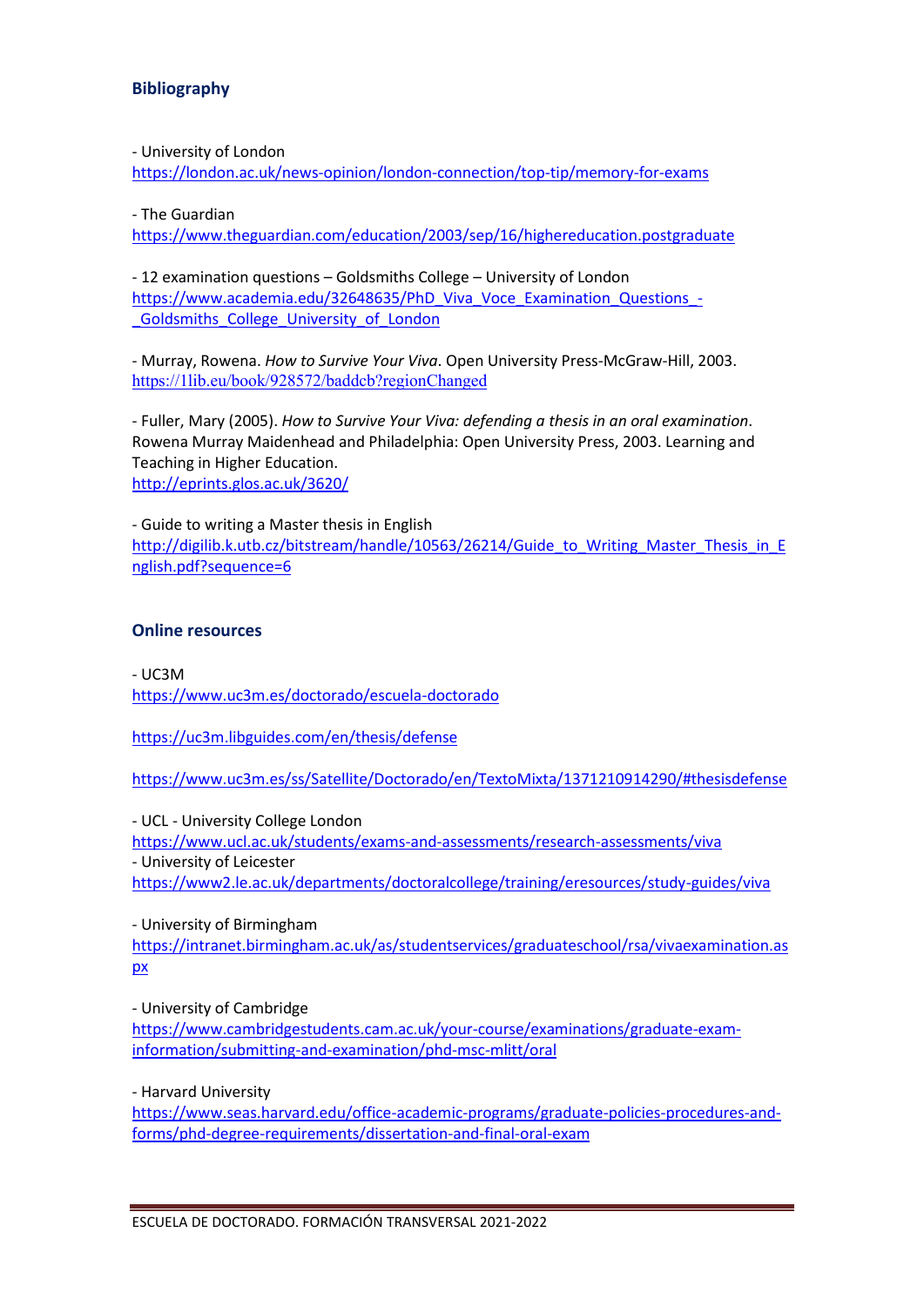## Bibliography

- University of London
https://london.ac.uk/news-opinion/london-connection/top-tip/memory-for-exams

- The Guardian
https://www.theguardian.com/education/2003/sep/16/highereducation.postgraduate

- 12 examination questions – Goldsmiths College – University of London
https://www.academia.edu/32648635/PhD_Viva_Voce_Examination_Questions_-_Goldsmiths_College_University_of_London

- Murray, Rowena. *How to Survive Your Viva*. Open University Press-McGraw-Hill, 2003.
https://1lib.eu/book/928572/baddcb?regionChanged

- Fuller, Mary (2005). *How to Survive Your Viva: defending a thesis in an oral examination*. Rowena Murray Maidenhead and Philadelphia: Open University Press, 2003. Learning and Teaching in Higher Education.
http://eprints.glos.ac.uk/3620/

- Guide to writing a Master thesis in English
http://digilib.k.utb.cz/bitstream/handle/10563/26214/Guide_to_Writing_Master_Thesis_in_English.pdf?sequence=6

## Online resources

- UC3M
https://www.uc3m.es/doctorado/escuela-doctorado

https://uc3m.libguides.com/en/thesis/defense

https://www.uc3m.es/ss/Satellite/Doctorado/en/TextoMixta/1371210914290/#thesisdefense

- UCL - University College London
https://www.ucl.ac.uk/students/exams-and-assessments/research-assessments/viva
- University of Leicester
https://www2.le.ac.uk/departments/doctoralcollege/training/eresources/study-guides/viva

- University of Birmingham
https://intranet.birmingham.ac.uk/as/studentservices/graduateschool/rsa/vivaexamination.aspx

- University of Cambridge
https://www.cambridgestudents.cam.ac.uk/your-course/examinations/graduate-exam-information/submitting-and-examination/phd-msc-mlitt/oral

- Harvard University
https://www.seas.harvard.edu/office-academic-programs/graduate-policies-procedures-and-forms/phd-degree-requirements/dissertation-and-final-oral-exam